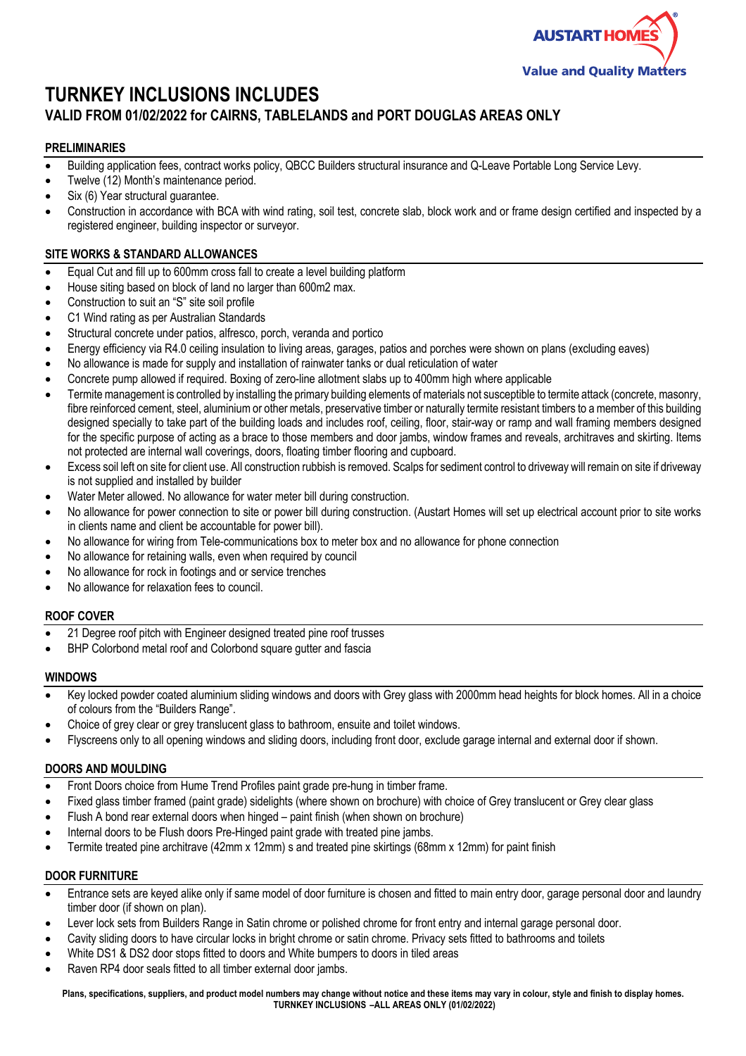AUSTART HOMES®
Value and Quality Matters

# TURNKEY INCLUSIONS INCLUDES

## VALID FROM 01/02/2022 for CAIRNS, TABLELANDS and PORT DOUGLAS AREAS ONLY

### PRELIMINARIES

- Building application fees, contract works policy, QBCC Builders structural insurance and Q-Leave Portable Long Service Levy.
- Twelve (12) Month's maintenance period.
- Six (6) Year structural guarantee.
- Construction in accordance with BCA with wind rating, soil test, concrete slab, block work and or frame design certified and inspected by a registered engineer, building inspector or surveyor.

### SITE WORKS & STANDARD ALLOWANCES

- Equal Cut and fill up to 600mm cross fall to create a level building platform
- House siting based on block of land no larger than 600m2 max.
- Construction to suit an "S" site soil profile
- C1 Wind rating as per Australian Standards
- Structural concrete under patios, alfresco, porch, veranda and portico
- Energy efficiency via R4.0 ceiling insulation to living areas, garages, patios and porches were shown on plans (excluding eaves)
- No allowance is made for supply and installation of rainwater tanks or dual reticulation of water
- Concrete pump allowed if required. Boxing of zero-line allotment slabs up to 400mm high where applicable
- Termite management is controlled by installing the primary building elements of materials not susceptible to termite attack (concrete, masonry, fibre reinforced cement, steel, aluminium or other metals, preservative timber or naturally termite resistant timbers to a member of this building designed specially to take part of the building loads and includes roof, ceiling, floor, stair-way or ramp and wall framing members designed for the specific purpose of acting as a brace to those members and door jambs, window frames and reveals, architraves and skirting. Items not protected are internal wall coverings, doors, floating timber flooring and cupboard.
- Excess soil left on site for client use. All construction rubbish is removed. Scalps for sediment control to driveway will remain on site if driveway is not supplied and installed by builder
- Water Meter allowed. No allowance for water meter bill during construction.
- No allowance for power connection to site or power bill during construction. (Austart Homes will set up electrical account prior to site works in clients name and client be accountable for power bill).
- No allowance for wiring from Tele-communications box to meter box and no allowance for phone connection
- No allowance for retaining walls, even when required by council
- No allowance for rock in footings and or service trenches
- No allowance for relaxation fees to council.

### ROOF COVER

- 21 Degree roof pitch with Engineer designed treated pine roof trusses
- BHP Colorbond metal roof and Colorbond square gutter and fascia

### WINDOWS

- Key locked powder coated aluminium sliding windows and doors with Grey glass with 2000mm head heights for block homes. All in a choice of colours from the "Builders Range".
- Choice of grey clear or grey translucent glass to bathroom, ensuite and toilet windows.
- Flyscreens only to all opening windows and sliding doors, including front door, exclude garage internal and external door if shown.

### DOORS AND MOULDING

- Front Doors choice from Hume Trend Profiles paint grade pre-hung in timber frame.
- Fixed glass timber framed (paint grade) sidelights (where shown on brochure) with choice of Grey translucent or Grey clear glass
- Flush A bond rear external doors when hinged – paint finish (when shown on brochure)
- Internal doors to be Flush doors Pre-Hinged paint grade with treated pine jambs.
- Termite treated pine architrave (42mm x 12mm) s and treated pine skirtings (68mm x 12mm) for paint finish

### DOOR FURNITURE

- Entrance sets are keyed alike only if same model of door furniture is chosen and fitted to main entry door, garage personal door and laundry timber door (if shown on plan).
- Lever lock sets from Builders Range in Satin chrome or polished chrome for front entry and internal garage personal door.
- Cavity sliding doors to have circular locks in bright chrome or satin chrome. Privacy sets fitted to bathrooms and toilets
- White DS1 & DS2 door stops fitted to doors and White bumpers to doors in tiled areas
- Raven RP4 door seals fitted to all timber external door jambs.

**Plans, specifications, suppliers, and product model numbers may change without notice and these items may vary in colour, style and finish to display homes.**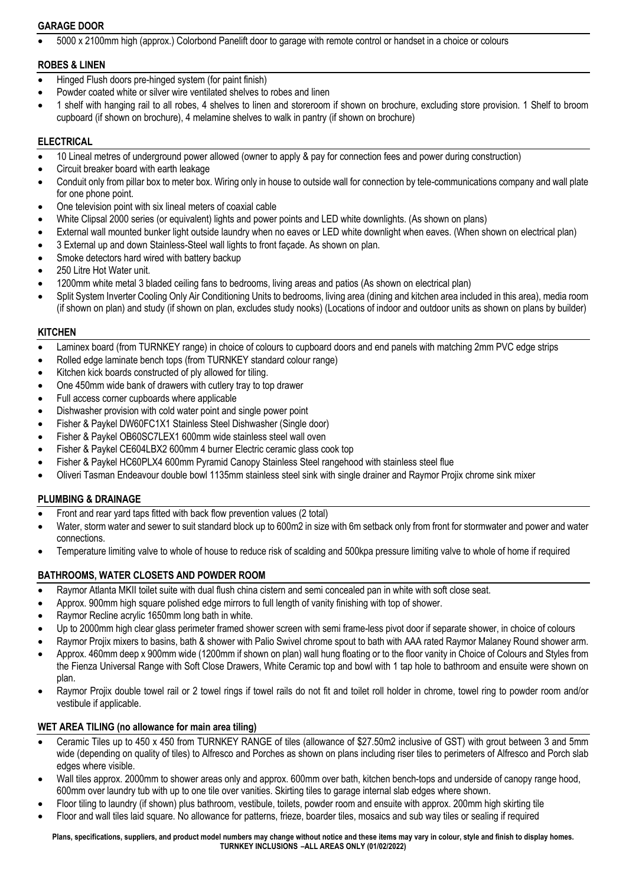## GARAGE DOOR

- 5000 x 2100mm high (approx.) Colorbond Panelift door to garage with remote control or handset in a choice or colours

## ROBES & LINEN

- Hinged Flush doors pre-hinged system (for paint finish)
- Powder coated white or silver wire ventilated shelves to robes and linen
- 1 shelf with hanging rail to all robes, 4 shelves to linen and storeroom if shown on brochure, excluding store provision. 1 Shelf to broom cupboard (if shown on brochure), 4 melamine shelves to walk in pantry (if shown on brochure)

## ELECTRICAL

- 10 Lineal metres of underground power allowed (owner to apply & pay for connection fees and power during construction)
- Circuit breaker board with earth leakage
- Conduit only from pillar box to meter box. Wiring only in house to outside wall for connection by tele-communications company and wall plate for one phone point.
- One television point with six lineal meters of coaxial cable
- White Clipsal 2000 series (or equivalent) lights and power points and LED white downlights. (As shown on plans)
- External wall mounted bunker light outside laundry when no eaves or LED white downlight when eaves. (When shown on electrical plan)
- 3 External up and down Stainless-Steel wall lights to front façade. As shown on plan.
- Smoke detectors hard wired with battery backup
- 250 Litre Hot Water unit.
- 1200mm white metal 3 bladed ceiling fans to bedrooms, living areas and patios (As shown on electrical plan)
- Split System Inverter Cooling Only Air Conditioning Units to bedrooms, living area (dining and kitchen area included in this area), media room (if shown on plan) and study (if shown on plan, excludes study nooks) (Locations of indoor and outdoor units as shown on plans by builder)

## KITCHEN

- Laminex board (from TURNKEY range) in choice of colours to cupboard doors and end panels with matching 2mm PVC edge strips
- Rolled edge laminate bench tops (from TURNKEY standard colour range)
- Kitchen kick boards constructed of ply allowed for tiling.
- One 450mm wide bank of drawers with cutlery tray to top drawer
- Full access corner cupboards where applicable
- Dishwasher provision with cold water point and single power point
- Fisher & Paykel DW60FC1X1 Stainless Steel Dishwasher (Single door)
- Fisher & Paykel OB60SC7LEX1 600mm wide stainless steel wall oven
- Fisher & Paykel CE604LBX2 600mm 4 burner Electric ceramic glass cook top
- Fisher & Paykel HC60PLX4 600mm Pyramid Canopy Stainless Steel rangehood with stainless steel flue
- Oliveri Tasman Endeavour double bowl 1135mm stainless steel sink with single drainer and Raymor Projix chrome sink mixer

## PLUMBING & DRAINAGE

- Front and rear yard taps fitted with back flow prevention values (2 total)
- Water, storm water and sewer to suit standard block up to 600m2 in size with 6m setback only from front for stormwater and power and water connections.
- Temperature limiting valve to whole of house to reduce risk of scalding and 500kpa pressure limiting valve to whole of home if required

## BATHROOMS, WATER CLOSETS AND POWDER ROOM

- Raymor Atlanta MKII toilet suite with dual flush china cistern and semi concealed pan in white with soft close seat.
- Approx. 900mm high square polished edge mirrors to full length of vanity finishing with top of shower.
- Raymor Recline acrylic 1650mm long bath in white.
- Up to 2000mm high clear glass perimeter framed shower screen with semi frame-less pivot door if separate shower, in choice of colours
- Raymor Projix mixers to basins, bath & shower with Palio Swivel chrome spout to bath with AAA rated Raymor Malaney Round shower arm.
- Approx. 460mm deep x 900mm wide (1200mm if shown on plan) wall hung floating or to the floor vanity in Choice of Colours and Styles from the Fienza Universal Range with Soft Close Drawers, White Ceramic top and bowl with 1 tap hole to bathroom and ensuite were shown on plan.
- Raymor Projix double towel rail or 2 towel rings if towel rails do not fit and toilet roll holder in chrome, towel ring to powder room and/or vestibule if applicable.

## WET AREA TILING (no allowance for main area tiling)

- Ceramic Tiles up to 450 x 450 from TURNKEY RANGE of tiles (allowance of $27.50m2 inclusive of GST) with grout between 3 and 5mm wide (depending on quality of tiles) to Alfresco and Porches as shown on plans including riser tiles to perimeters of Alfresco and Porch slab edges where visible.
- Wall tiles approx. 2000mm to shower areas only and approx. 600mm over bath, kitchen bench-tops and underside of canopy range hood, 600mm over laundry tub with up to one tile over vanities. Skirting tiles to garage internal slab edges where shown.
- Floor tiling to laundry (if shown) plus bathroom, vestibule, toilets, powder room and ensuite with approx. 200mm high skirting tile
- Floor and wall tiles laid square. No allowance for patterns, frieze, boarder tiles, mosaics and sub way tiles or sealing if required

**Plans, specifications, suppliers, and product model numbers may change without notice and these items may vary in colour, style and finish to display homes.**
**TURNKEY INCLUSIONS –ALL AREAS ONLY (01/02/2022)**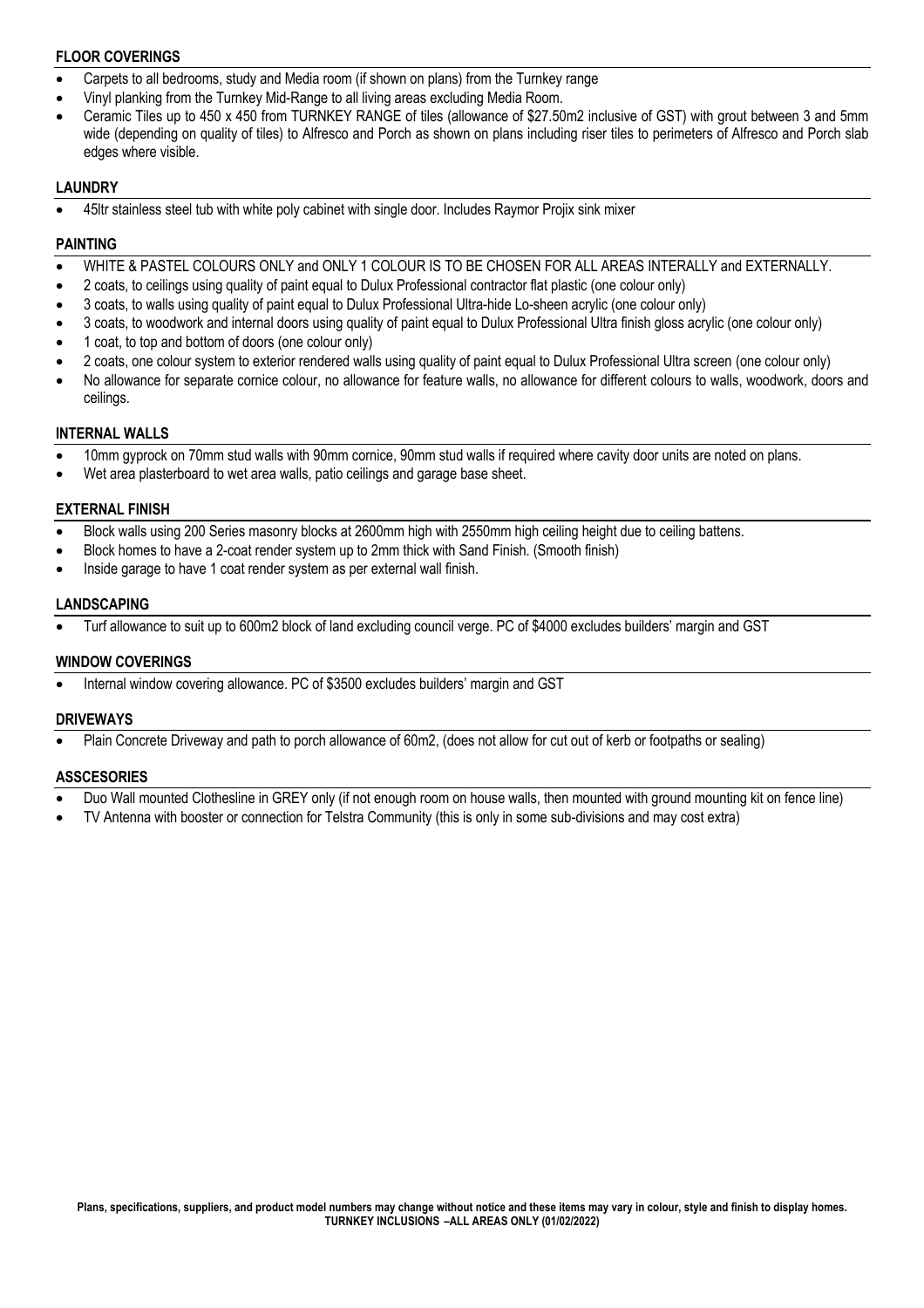**FLOOR COVERINGS**

- Carpets to all bedrooms, study and Media room (if shown on plans) from the Turnkey range
- Vinyl planking from the Turnkey Mid-Range to all living areas excluding Media Room.
- Ceramic Tiles up to 450 x 450 from TURNKEY RANGE of tiles (allowance of $27.50m2 inclusive of GST) with grout between 3 and 5mm wide (depending on quality of tiles) to Alfresco and Porch as shown on plans including riser tiles to perimeters of Alfresco and Porch slab edges where visible.

**LAUNDRY**

- 45ltr stainless steel tub with white poly cabinet with single door. Includes Raymor Projix sink mixer

**PAINTING**

- WHITE & PASTEL COLOURS ONLY and ONLY 1 COLOUR IS TO BE CHOSEN FOR ALL AREAS INTERALLY and EXTERNALLY.
- 2 coats, to ceilings using quality of paint equal to Dulux Professional contractor flat plastic (one colour only)
- 3 coats, to walls using quality of paint equal to Dulux Professional Ultra-hide Lo-sheen acrylic (one colour only)
- 3 coats, to woodwork and internal doors using quality of paint equal to Dulux Professional Ultra finish gloss acrylic (one colour only)
- 1 coat, to top and bottom of doors (one colour only)
- 2 coats, one colour system to exterior rendered walls using quality of paint equal to Dulux Professional Ultra screen (one colour only)
- No allowance for separate cornice colour, no allowance for feature walls, no allowance for different colours to walls, woodwork, doors and ceilings.

**INTERNAL WALLS**

- 10mm gyprock on 70mm stud walls with 90mm cornice, 90mm stud walls if required where cavity door units are noted on plans.
- Wet area plasterboard to wet area walls, patio ceilings and garage base sheet.

**EXTERNAL FINISH**

- Block walls using 200 Series masonry blocks at 2600mm high with 2550mm high ceiling height due to ceiling battens.
- Block homes to have a 2-coat render system up to 2mm thick with Sand Finish. (Smooth finish)
- Inside garage to have 1 coat render system as per external wall finish.

**LANDSCAPING**

- Turf allowance to suit up to 600m2 block of land excluding council verge. PC of $4000 excludes builders' margin and GST

**WINDOW COVERINGS**

- Internal window covering allowance. PC of $3500 excludes builders' margin and GST

**DRIVEWAYS**

- Plain Concrete Driveway and path to porch allowance of 60m2, (does not allow for cut out of kerb or footpaths or sealing)

**ASSCESORIES**

- Duo Wall mounted Clothesline in GREY only (if not enough room on house walls, then mounted with ground mounting kit on fence line)
- TV Antenna with booster or connection for Telstra Community (this is only in some sub-divisions and may cost extra)

**Plans, specifications, suppliers, and product model numbers may change without notice and these items may vary in colour, style and finish to display homes.**
**TURNKEY INCLUSIONS –ALL AREAS ONLY (01/02/2022)**